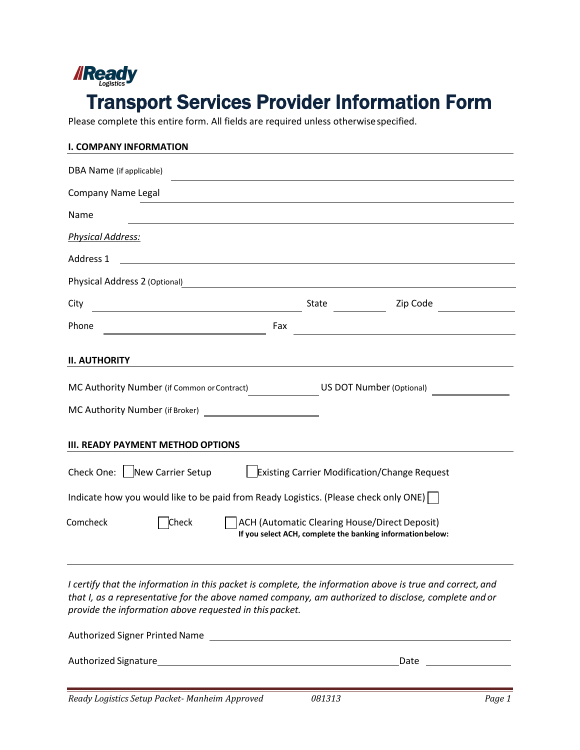**Ready** Logistics

# Transport Services Provider Information Form

Please complete this entire form. All fields are required unless otherwise specified.

## I. COMPANY INFORMATION

DBA Name (if applicable) ______________________________

Company Name Legal ______________________________

Name ______________________________

*Physical Address:*

Address 1 ______________________________

Physical Address 2 (Optional) ______________________________

City ______________________________ State __________ Zip Code __________

Phone ______________________________ Fax ______________________________

## II. AUTHORITY

MC Authority Number (if Common or Contract) __________ US DOT Number (Optional) __________

MC Authority Number (if Broker) __________

## III. READY PAYMENT METHOD OPTIONS

Check One: ☐ New Carrier Setup ☐ Existing Carrier Modification/Change Request

Indicate how you would like to be paid from Ready Logistics. (Please check only ONE) ☐

Comcheck ☐ Check ☐ ACH (Automatic Clearing House/Direct Deposit)

**If you select ACH, complete the banking information below:**

---

*I certify that the information in this packet is complete, the information above is true and correct, and that I, as a representative for the above named company, am authorized to disclose, complete and or provide the information above requested in this packet.*

Authorized Signer Printed Name ______________________________

Authorized Signature ______________________________ Date __________

*Ready Logistics Setup Packet- Manheim Approved* *081313*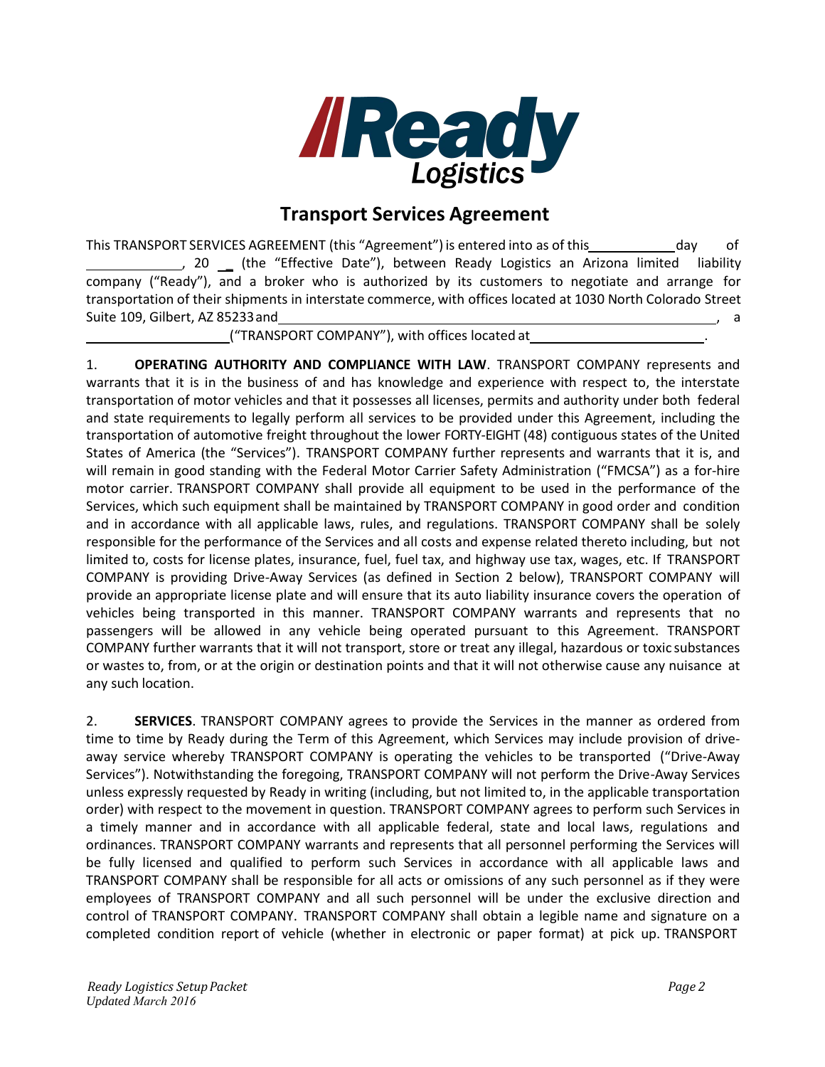# Transport Services Agreement

This TRANSPORT SERVICES AGREEMENT (this "Agreement") is entered into as of this \_\_\_\_\_\_\_\_\_\_\_\_ day of \_\_\_\_\_\_\_\_\_\_\_\_\_\_, 20 \_\_ (the "Effective Date"), between Ready Logistics an Arizona limited liability company ("Ready"), and a broker who is authorized by its customers to negotiate and arrange for transportation of their shipments in interstate commerce, with offices located at 1030 North Colorado Street Suite 109, Gilbert, AZ 85233 and \_\_\_\_\_\_\_\_\_\_\_\_\_\_\_\_\_\_\_\_\_\_\_\_\_\_\_\_\_\_\_\_\_\_\_\_\_\_\_\_\_\_\_\_\_\_\_\_\_\_\_\_\_\_\_\_\_\_\_\_\_\_\_\_, a \_\_\_\_\_\_\_\_\_\_\_\_\_\_\_\_\_\_\_\_\_\_\_\_ ("TRANSPORT COMPANY"), with offices located at \_\_\_\_\_\_\_\_\_\_\_\_\_\_\_\_\_\_\_\_\_\_\_\_\_\_\_\_.

1. **OPERATING AUTHORITY AND COMPLIANCE WITH LAW**. TRANSPORT COMPANY represents and warrants that it is in the business of and has knowledge and experience with respect to, the interstate transportation of motor vehicles and that it possesses all licenses, permits and authority under both federal and state requirements to legally perform all services to be provided under this Agreement, including the transportation of automotive freight throughout the lower FORTY-EIGHT (48) contiguous states of the United States of America (the "Services"). TRANSPORT COMPANY further represents and warrants that it is, and will remain in good standing with the Federal Motor Carrier Safety Administration ("FMCSA") as a for-hire motor carrier. TRANSPORT COMPANY shall provide all equipment to be used in the performance of the Services, which such equipment shall be maintained by TRANSPORT COMPANY in good order and condition and in accordance with all applicable laws, rules, and regulations. TRANSPORT COMPANY shall be solely responsible for the performance of the Services and all costs and expense related thereto including, but not limited to, costs for license plates, insurance, fuel, fuel tax, and highway use tax, wages, etc. If TRANSPORT COMPANY is providing Drive-Away Services (as defined in Section 2 below), TRANSPORT COMPANY will provide an appropriate license plate and will ensure that its auto liability insurance covers the operation of vehicles being transported in this manner. TRANSPORT COMPANY warrants and represents that no passengers will be allowed in any vehicle being operated pursuant to this Agreement. TRANSPORT COMPANY further warrants that it will not transport, store or treat any illegal, hazardous or toxic substances or wastes to, from, or at the origin or destination points and that it will not otherwise cause any nuisance at any such location.

2. **SERVICES**. TRANSPORT COMPANY agrees to provide the Services in the manner as ordered from time to time by Ready during the Term of this Agreement, which Services may include provision of drive-away service whereby TRANSPORT COMPANY is operating the vehicles to be transported ("Drive-Away Services"). Notwithstanding the foregoing, TRANSPORT COMPANY will not perform the Drive-Away Services unless expressly requested by Ready in writing (including, but not limited to, in the applicable transportation order) with respect to the movement in question. TRANSPORT COMPANY agrees to perform such Services in a timely manner and in accordance with all applicable federal, state and local laws, regulations and ordinances. TRANSPORT COMPANY warrants and represents that all personnel performing the Services will be fully licensed and qualified to perform such Services in accordance with all applicable laws and TRANSPORT COMPANY shall be responsible for all acts or omissions of any such personnel as if they were employees of TRANSPORT COMPANY and all such personnel will be under the exclusive direction and control of TRANSPORT COMPANY. TRANSPORT COMPANY shall obtain a legible name and signature on a completed condition report of vehicle (whether in electronic or paper format) at pick up. TRANSPORT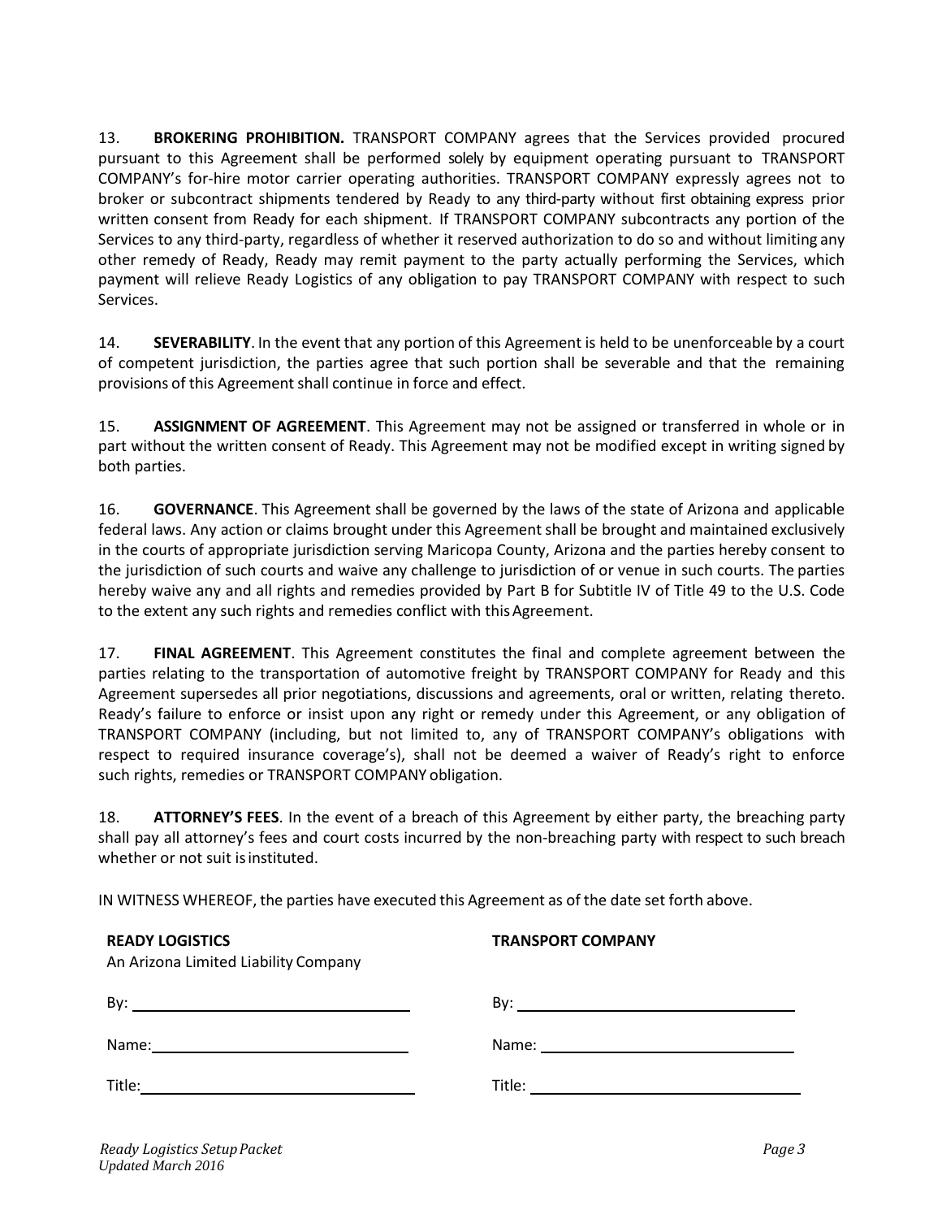13. **BROKERING PROHIBITION.** TRANSPORT COMPANY agrees that the Services provided procured pursuant to this Agreement shall be performed solely by equipment operating pursuant to TRANSPORT COMPANY's for-hire motor carrier operating authorities. TRANSPORT COMPANY expressly agrees not to broker or subcontract shipments tendered by Ready to any third-party without first obtaining express prior written consent from Ready for each shipment. If TRANSPORT COMPANY subcontracts any portion of the Services to any third-party, regardless of whether it reserved authorization to do so and without limiting any other remedy of Ready, Ready may remit payment to the party actually performing the Services, which payment will relieve Ready Logistics of any obligation to pay TRANSPORT COMPANY with respect to such Services.

14. **SEVERABILITY**. In the event that any portion of this Agreement is held to be unenforceable by a court of competent jurisdiction, the parties agree that such portion shall be severable and that the remaining provisions of this Agreement shall continue in force and effect.

15. **ASSIGNMENT OF AGREEMENT**. This Agreement may not be assigned or transferred in whole or in part without the written consent of Ready. This Agreement may not be modified except in writing signed by both parties.

16. **GOVERNANCE**. This Agreement shall be governed by the laws of the state of Arizona and applicable federal laws. Any action or claims brought under this Agreement shall be brought and maintained exclusively in the courts of appropriate jurisdiction serving Maricopa County, Arizona and the parties hereby consent to the jurisdiction of such courts and waive any challenge to jurisdiction of or venue in such courts. The parties hereby waive any and all rights and remedies provided by Part B for Subtitle IV of Title 49 to the U.S. Code to the extent any such rights and remedies conflict with this Agreement.

17. **FINAL AGREEMENT**. This Agreement constitutes the final and complete agreement between the parties relating to the transportation of automotive freight by TRANSPORT COMPANY for Ready and this Agreement supersedes all prior negotiations, discussions and agreements, oral or written, relating thereto. Ready's failure to enforce or insist upon any right or remedy under this Agreement, or any obligation of TRANSPORT COMPANY (including, but not limited to, any of TRANSPORT COMPANY's obligations with respect to required insurance coverage's), shall not be deemed a waiver of Ready's right to enforce such rights, remedies or TRANSPORT COMPANY obligation.

18. **ATTORNEY'S FEES**. In the event of a breach of this Agreement by either party, the breaching party shall pay all attorney's fees and court costs incurred by the non-breaching party with respect to such breach whether or not suit is instituted.

IN WITNESS WHEREOF, the parties have executed this Agreement as of the date set forth above.

| | |
|---|---|
| **READY LOGISTICS**<br>An Arizona Limited Liability Company | **TRANSPORT COMPANY** |
| By: ______________________________ | By: ______________________________ |
| Name: ______________________________ | Name: ______________________________ |
| Title: ______________________________ | Title: ______________________________ |

*Ready Logistics Setup Packet*
*Updated March 2016*